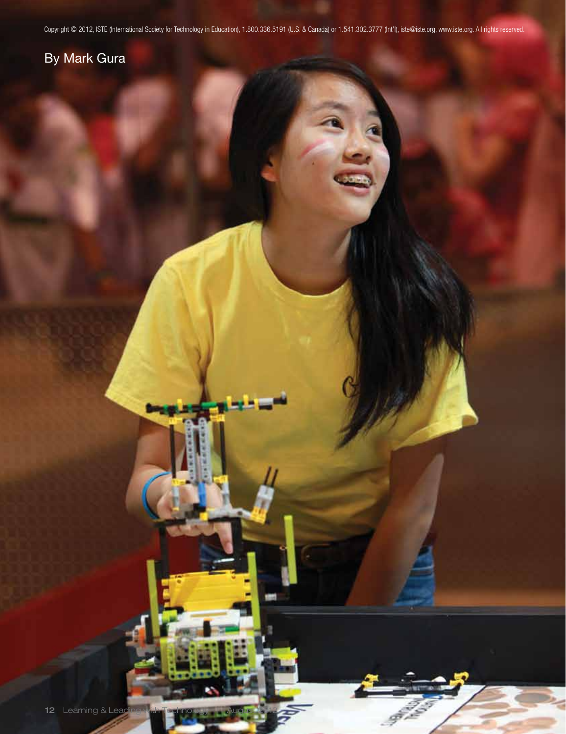Copyright © 2012, ISTE (International Society for Technology in Education), 1.800.336.5191 (U.S. & Canada) or 1.541.302.3777 (Int'l), iste@iste.org, www.iste.org. All rights reserved.

By Mark Gura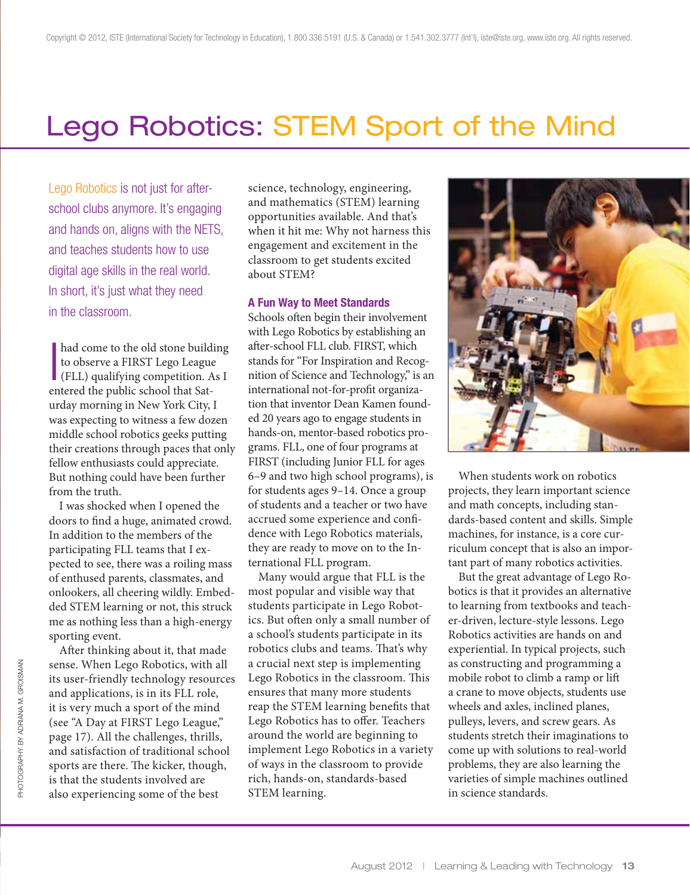# Lego Robotics: STEM Sport of the Mind

Lego Robotics is not just for after-school clubs anymore. It's engaging and hands on, aligns with the NETS, and teaches students how to use digital age skills in the real world. In short, it's just what they need in the classroom.

I had come to the old stone building to observe a FIRST Lego League (FLL) qualifying competition. As I entered the public school that Saturday morning in New York City, I was expecting to witness a few dozen middle school robotics geeks putting their creations through paces that only fellow enthusiasts could appreciate. But nothing could have been further from the truth.

I was shocked when I opened the doors to find a huge, animated crowd. In addition to the members of the participating FLL teams that I expected to see, there was a roiling mass of enthused parents, classmates, and onlookers, all cheering wildly. Embedded STEM learning or not, this struck me as nothing less than a high-energy sporting event.

After thinking about it, that made sense. When Lego Robotics, with all its user-friendly technology resources and applications, is in its FLL role, it is very much a sport of the mind (see "A Day at FIRST Lego League," page 17). All the challenges, thrills, and satisfaction of traditional school sports are there. The kicker, though, is that the students involved are also experiencing some of the best science, technology, engineering, and mathematics (STEM) learning opportunities available. And that's when it hit me: Why not harness this engagement and excitement in the classroom to get students excited about STEM?

### A Fun Way to Meet Standards

Schools often begin their involvement with Lego Robotics by establishing an after-school FLL club. FIRST, which stands for "For Inspiration and Recognition of Science and Technology," is an international not-for-profit organization that inventor Dean Kamen founded 20 years ago to engage students in hands-on, mentor-based robotics programs. FLL, one of four programs at FIRST (including Junior FLL for ages 6–9 and two high school programs), is for students ages 9–14. Once a group of students and a teacher or two have accrued some experience and confidence with Lego Robotics materials, they are ready to move on to the International FLL program.

Many would argue that FLL is the most popular and visible way that students participate in Lego Robotics. But often only a small number of a school's students participate in its robotics clubs and teams. That's why a crucial next step is implementing Lego Robotics in the classroom. This ensures that many more students reap the STEM learning benefits that Lego Robotics has to offer. Teachers around the world are beginning to implement Lego Robotics in a variety of ways in the classroom to provide rich, hands-on, standards-based STEM learning.

When students work on robotics projects, they learn important science and math concepts, including standards-based content and skills. Simple machines, for instance, is a core curriculum concept that is also an important part of many robotics activities.

But the great advantage of Lego Robotics is that it provides an alternative to learning from textbooks and teacher-driven, lecture-style lessons. Lego Robotics activities are hands on and experiential. In typical projects, such as constructing and programming a mobile robot to climb a ramp or lift a crane to move objects, students use wheels and axles, inclined planes, pulleys, levers, and screw gears. As students stretch their imaginations to come up with solutions to real-world problems, they are also learning the varieties of simple machines outlined in science standards.

PHOTOGRAPHY BY ADRIANA M. GROISMAN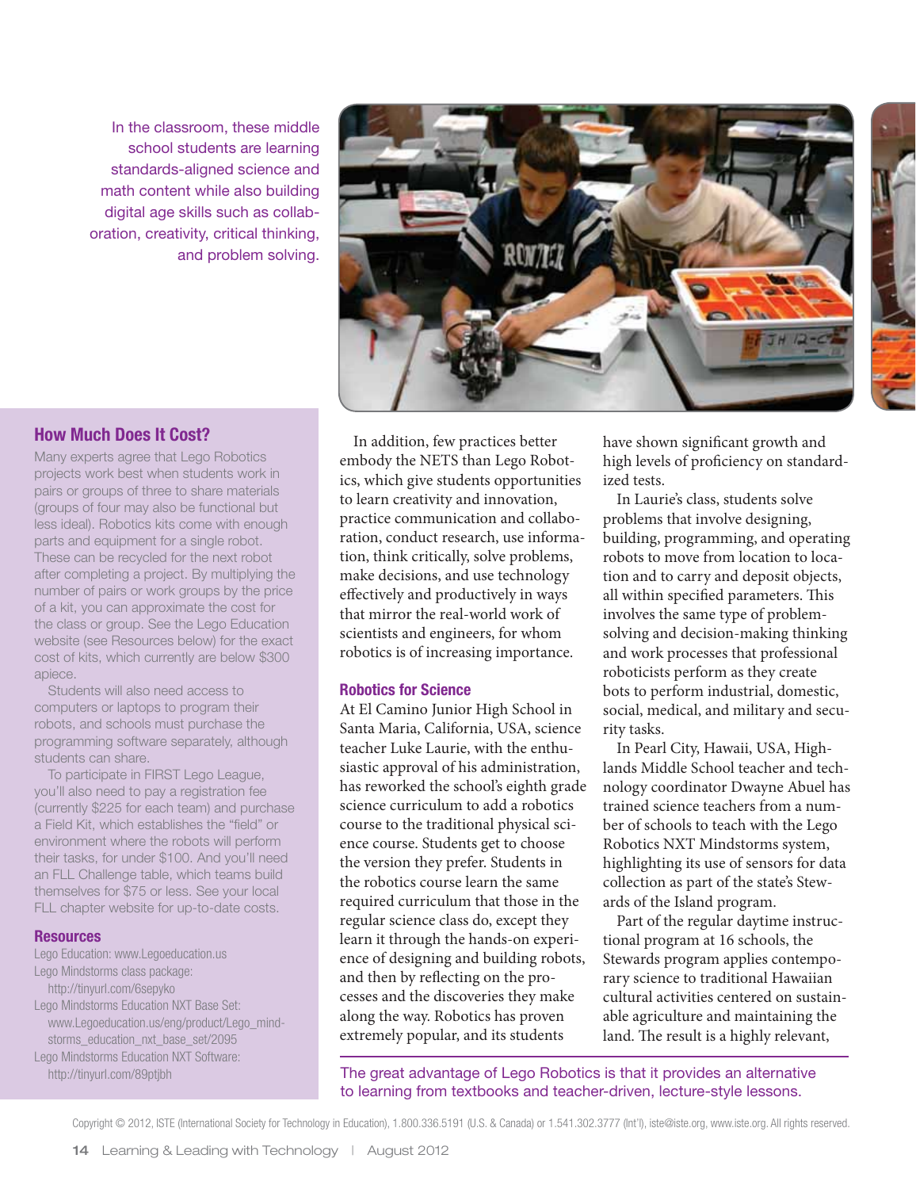In the classroom, these middle school students are learning standards-aligned science and math content while also building digital age skills such as collaboration, creativity, critical thinking, and problem solving.

In addition, few practices better embody the NETS than Lego Robotics, which give students opportunities to learn creativity and innovation, practice communication and collaboration, conduct research, use information, think critically, solve problems, make decisions, and use technology effectively and productively in ways that mirror the real-world work of scientists and engineers, for whom robotics is of increasing importance.

## Robotics for Science

At El Camino Junior High School in Santa Maria, California, USA, science teacher Luke Laurie, with the enthusiastic approval of his administration, has reworked the school's eighth grade science curriculum to add a robotics course to the traditional physical science course. Students get to choose the version they prefer. Students in the robotics course learn the same required curriculum that those in the regular science class do, except they learn it through the hands-on experience of designing and building robots, and then by reflecting on the processes and the discoveries they make along the way. Robotics has proven extremely popular, and its students have shown significant growth and high levels of proficiency on standardized tests.

In Laurie's class, students solve problems that involve designing, building, programming, and operating robots to move from location to location and to carry and deposit objects, all within specified parameters. This involves the same type of problem-solving and decision-making thinking and work processes that professional roboticists perform as they create bots to perform industrial, domestic, social, medical, and military and security tasks.

In Pearl City, Hawaii, USA, Highlands Middle School teacher and technology coordinator Dwayne Abuel has trained science teachers from a number of schools to teach with the Lego Robotics NXT Mindstorms system, highlighting its use of sensors for data collection as part of the state's Stewards of the Island program.

Part of the regular daytime instructional program at 16 schools, the Stewards program applies contemporary science to traditional Hawaiian cultural activities centered on sustainable agriculture and maintaining the land. The result is a highly relevant,

The great advantage of Lego Robotics is that it provides an alternative to learning from textbooks and teacher-driven, lecture-style lessons.

## How Much Does It Cost?

Many experts agree that Lego Robotics projects work best when students work in pairs or groups of three to share materials (groups of four may also be functional but less ideal). Robotics kits come with enough parts and equipment for a single robot. These can be recycled for the next robot after completing a project. By multiplying the number of pairs or work groups by the price of a kit, you can approximate the cost for the class or group. See the Lego Education website (see Resources below) for the exact cost of kits, which currently are below $300 apiece.

Students will also need access to computers or laptops to program their robots, and schools must purchase the programming software separately, although students can share.

To participate in FIRST Lego League, you'll also need to pay a registration fee (currently $225 for each team) and purchase a Field Kit, which establishes the "field" or environment where the robots will perform their tasks, for under $100. And you'll need an FLL Challenge table, which teams build themselves for $75 or less. See your local FLL chapter website for up-to-date costs.

## Resources

Lego Education: www.Legoeducation.us

Lego Mindstorms class package: http://tinyurl.com/6sepyko

Lego Mindstorms Education NXT Base Set: www.Legoeducation.us/eng/product/Lego_mindstorms_education_nxt_base_set/2095

Lego Mindstorms Education NXT Software: http://tinyurl.com/89ptjbh

Copyright © 2012, ISTE (International Society for Technology in Education), 1.800.336.5191 (U.S. & Canada) or 1.541.302.3777 (Int'l), iste@iste.org, www.iste.org. All rights reserved.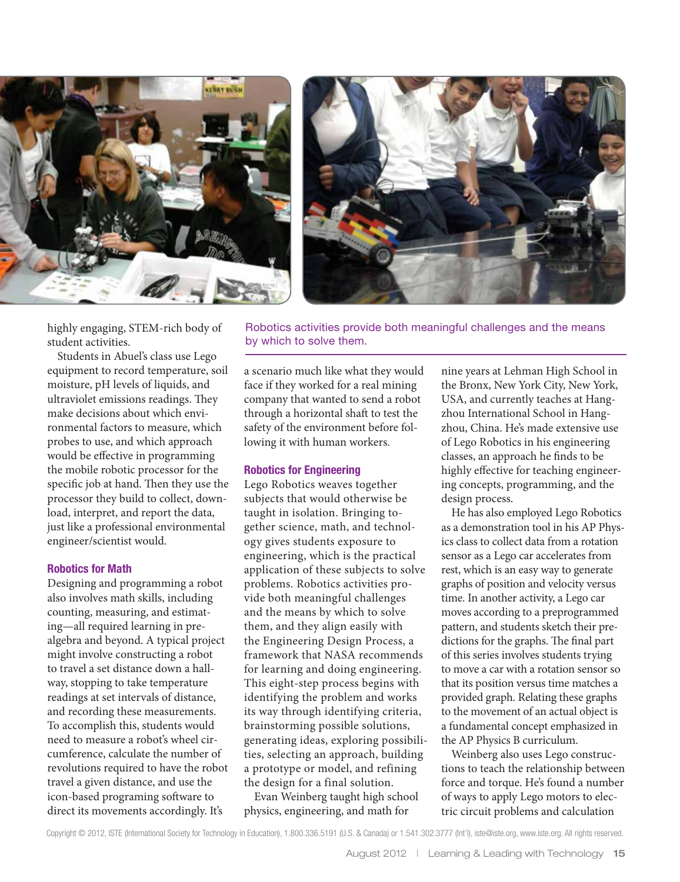highly engaging, STEM-rich body of student activities.

Students in Abuel's class use Lego equipment to record temperature, soil moisture, pH levels of liquids, and ultraviolet emissions readings. They make decisions about which environmental factors to measure, which probes to use, and which approach would be effective in programming the mobile robotic processor for the specific job at hand. Then they use the processor they build to collect, download, interpret, and report the data, just like a professional environmental engineer/scientist would.

### Robotics for Math

Designing and programming a robot also involves math skills, including counting, measuring, and estimating—all required learning in pre-algebra and beyond. A typical project might involve constructing a robot to travel a set distance down a hallway, stopping to take temperature readings at set intervals of distance, and recording these measurements. To accomplish this, students would need to measure a robot's wheel circumference, calculate the number of revolutions required to have the robot travel a given distance, and use the icon-based programing software to direct its movements accordingly. It's a scenario much like what they would face if they worked for a real mining company that wanted to send a robot through a horizontal shaft to test the safety of the environment before following it with human workers.

Robotics activities provide both meaningful challenges and the means by which to solve them.

### Robotics for Engineering

Lego Robotics weaves together subjects that would otherwise be taught in isolation. Bringing together science, math, and technology gives students exposure to engineering, which is the practical application of these subjects to solve problems. Robotics activities provide both meaningful challenges and the means by which to solve them, and they align easily with the Engineering Design Process, a framework that NASA recommends for learning and doing engineering. This eight-step process begins with identifying the problem and works its way through identifying criteria, brainstorming possible solutions, generating ideas, exploring possibilities, selecting an approach, building a prototype or model, and refining the design for a final solution.

Evan Weinberg taught high school physics, engineering, and math for nine years at Lehman High School in the Bronx, New York City, New York, USA, and currently teaches at Hangzhou International School in Hangzhou, China. He's made extensive use of Lego Robotics in his engineering classes, an approach he finds to be highly effective for teaching engineering concepts, programming, and the design process.

He has also employed Lego Robotics as a demonstration tool in his AP Physics class to collect data from a rotation sensor as a Lego car accelerates from rest, which is an easy way to generate graphs of position and velocity versus time. In another activity, a Lego car moves according to a preprogrammed pattern, and students sketch their predictions for the graphs. The final part of this series involves students trying to move a car with a rotation sensor so that its position versus time matches a provided graph. Relating these graphs to the movement of an actual object is a fundamental concept emphasized in the AP Physics B curriculum.

Weinberg also uses Lego constructions to teach the relationship between force and torque. He's found a number of ways to apply Lego motors to electric circuit problems and calculation

Copyright © 2012, ISTE (International Society for Technology in Education), 1.800.336.5191 (U.S. & Canada) or 1.541.302.3777 (Int'l), iste@iste.org, www.iste.org. All rights reserved.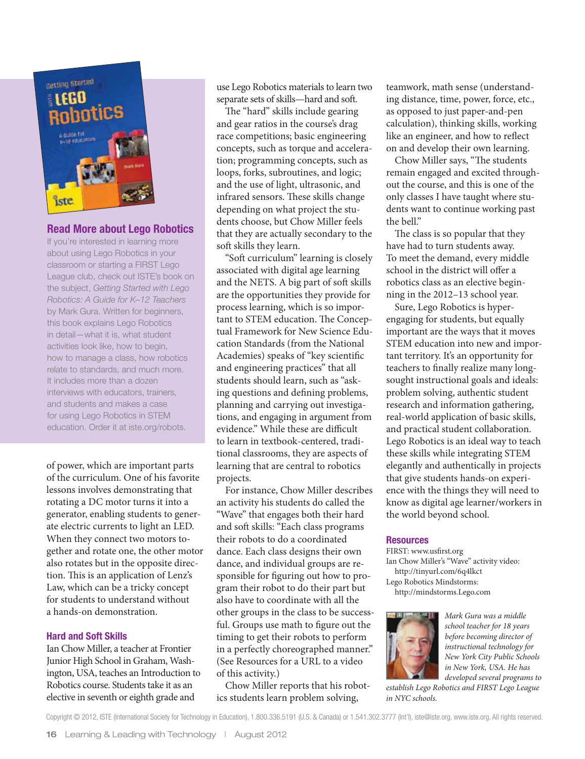## Read More about Lego Robotics

If you're interested in learning more about using Lego Robotics in your classroom or starting a FIRST Lego League club, check out ISTE's book on the subject, *Getting Started with Lego Robotics: A Guide for K–12 Teachers* by Mark Gura. Written for beginners, this book explains Lego Robotics in detail—what it is, what student activities look like, how to begin, how to manage a class, how robotics relate to standards, and much more. It includes more than a dozen interviews with educators, trainers, and students and makes a case for using Lego Robotics in STEM education. Order it at iste.org/robots.

of power, which are important parts of the curriculum. One of his favorite lessons involves demonstrating that rotating a DC motor turns it into a generator, enabling students to generate electric currents to light an LED. When they connect two motors together and rotate one, the other motor also rotates but in the opposite direction. This is an application of Lenz's Law, which can be a tricky concept for students to understand without a hands-on demonstration.

### Hard and Soft Skills

Ian Chow Miller, a teacher at Frontier Junior High School in Graham, Washington, USA, teaches an Introduction to Robotics course. Students take it as an elective in seventh or eighth grade and use Lego Robotics materials to learn two separate sets of skills—hard and soft.

The "hard" skills include gearing and gear ratios in the course's drag race competitions; basic engineering concepts, such as torque and acceleration; programming concepts, such as loops, forks, subroutines, and logic; and the use of light, ultrasonic, and infrared sensors. These skills change depending on what project the students choose, but Chow Miller feels that they are actually secondary to the soft skills they learn.

"Soft curriculum" learning is closely associated with digital age learning and the NETS. A big part of soft skills are the opportunities they provide for process learning, which is so important to STEM education. The Conceptual Framework for New Science Education Standards (from the National Academies) speaks of "key scientific and engineering practices" that all students should learn, such as "asking questions and defining problems, planning and carrying out investigations, and engaging in argument from evidence." While these are difficult to learn in textbook-centered, traditional classrooms, they are aspects of learning that are central to robotics projects.

For instance, Chow Miller describes an activity his students do called the "Wave" that engages both their hard and soft skills: "Each class programs their robots to do a coordinated dance. Each class designs their own dance, and individual groups are responsible for figuring out how to program their robot to do their part but also have to coordinate with all the other groups in the class to be successful. Groups use math to figure out the timing to get their robots to perform in a perfectly choreographed manner." (See Resources for a URL to a video of this activity.)

Chow Miller reports that his robotics students learn problem solving, teamwork, math sense (understanding distance, time, power, force, etc., as opposed to just paper-and-pen calculation), thinking skills, working like an engineer, and how to reflect on and develop their own learning.

Chow Miller says, "The students remain engaged and excited throughout the course, and this is one of the only classes I have taught where students want to continue working past the bell."

The class is so popular that they have had to turn students away. To meet the demand, every middle school in the district will offer a robotics class as an elective beginning in the 2012–13 school year.

Sure, Lego Robotics is hyper-engaging for students, but equally important are the ways that it moves STEM education into new and important territory. It's an opportunity for teachers to finally realize many long-sought instructional goals and ideals: problem solving, authentic student research and information gathering, real-world application of basic skills, and practical student collaboration. Lego Robotics is an ideal way to teach these skills while integrating STEM elegantly and authentically in projects that give students hands-on experience with the things they will need to know as digital age learner/workers in the world beyond school.

### Resources

FIRST: www.usfirst.org

Ian Chow Miller's "Wave" activity video: http://tinyurl.com/6q4lkct

Lego Robotics Mindstorms: http://mindstorms.Lego.com

*Mark Gura was a middle school teacher for 18 years before becoming director of instructional technology for New York City Public Schools in New York, USA. He has developed several programs to establish Lego Robotics and FIRST Lego League in NYC schools.*

Copyright © 2012, ISTE (International Society for Technology in Education), 1.800.336.5191 (U.S. & Canada) or 1.541.302.3777 (Int'l), iste@iste.org, www.iste.org. All rights reserved.